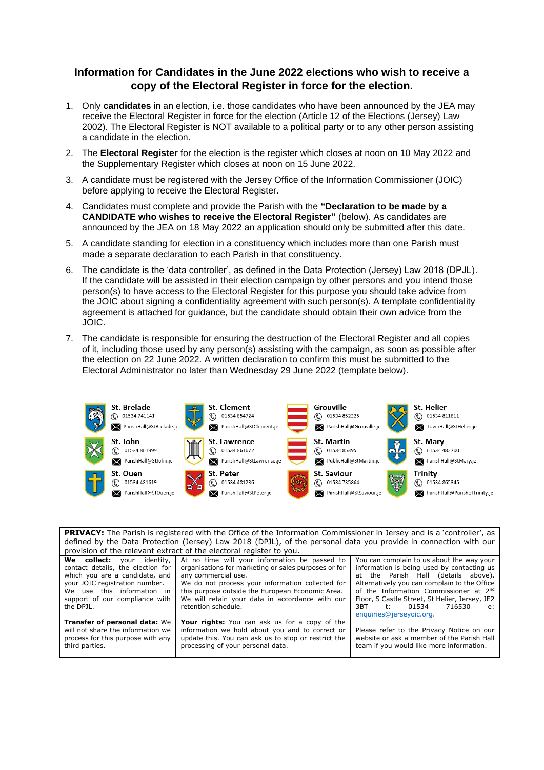## Information for Candidates in the June 2022 elections who wish to receive a copy of the Electoral Register in force for the election.

1. Only **candidates** in an election, i.e. those candidates who have been announced by the JEA may receive the Electoral Register in force for the election (Article 12 of the Elections (Jersey) Law 2002). The Electoral Register is NOT available to a political party or to any other person assisting a candidate in the election.
2. The **Electoral Register** for the election is the register which closes at noon on 10 May 2022 and the Supplementary Register which closes at noon on 15 June 2022.
3. A candidate must be registered with the Jersey Office of the Information Commissioner (JOIC) before applying to receive the Electoral Register.
4. Candidates must complete and provide the Parish with the **"Declaration to be made by a CANDIDATE who wishes to receive the Electoral Register"** (below). As candidates are announced by the JEA on 18 May 2022 an application should only be submitted after this date.
5. A candidate standing for election in a constituency which includes more than one Parish must made a separate declaration to each Parish in that constituency.
6. The candidate is the 'data controller', as defined in the Data Protection (Jersey) Law 2018 (DPJL). If the candidate will be assisted in their election campaign by other persons and you intend those person(s) to have access to the Electoral Register for this purpose you should take advice from the JOIC about signing a confidentiality agreement with such person(s). A template confidentiality agreement is attached for guidance, but the candidate should obtain their own advice from the JOIC.
7. The candidate is responsible for ensuring the destruction of the Electoral Register and all copies of it, including those used by any person(s) assisting with the campaign, as soon as possible after the election on 22 June 2022. A written declaration to confirm this must be submitted to the Electoral Administrator no later than Wednesday 29 June 2022 (template below).

| Parish | Telephone | Email |
|---|---|---|
| St. Brelade | 01534 741141 | ParishHall@StBrelade.je |
| St. Clement | 01534 854724 | ParishHall@StClement.je |
| Grouville | 01534 852225 | ParishHall@Grouville.je |
| St. Helier | 01534 811811 | TownHall@StHelier.je |
| St. John | 01534 861999 | ParishHall@StJohn.je |
| St. Lawrence | 01534 861672 | ParishHall@StLawrence.je |
| St. Martin | 01534 853951 | PublicHall@StMartin.je |
| St. Mary | 01534 482700 | ParishHall@StMary.je |
| St. Ouen | 01534 481619 | ParishHall@StOuen.je |
| St. Peter | 01534 481236 | ParishHall@StPeter.je |
| St. Saviour | 01534 735864 | ParishHall@StSaviour.je |
| Trinity | 01534 865345 | ParishHall@ParishofTrinity.je |

**PRIVACY:** The Parish is registered with the Office of the Information Commissioner in Jersey and is a 'controller', as defined by the Data Protection (Jersey) Law 2018 (DPJL), of the personal data you provide in connection with our provision of the relevant extract of the electoral register to you.

**We collect:** your identity, contact details, the election for which you are a candidate, and your JOIC registration number. We use this information in support of our compliance with the DPJL.

**Transfer of personal data:** We will not share the information we process for this purpose with any third parties.

At no time will your information be passed to organisations for marketing or sales purposes or for any commercial use.
We do not process your information collected for this purpose outside the European Economic Area.
We will retain your data in accordance with our retention schedule.

**Your rights:** You can ask us for a copy of the information we hold about you and to correct or update this. You can ask us to stop or restrict the processing of your personal data.

You can complain to us about the way your information is being used by contacting us at the Parish Hall (details above). Alternatively you can complain to the Office of the Information Commissioner at 2nd Floor, 5 Castle Street, St Helier, Jersey, JE2 3BT t: 01534 716530 e: enquiries@jerseyoic.org.

Please refer to the Privacy Notice on our website or ask a member of the Parish Hall team if you would like more information.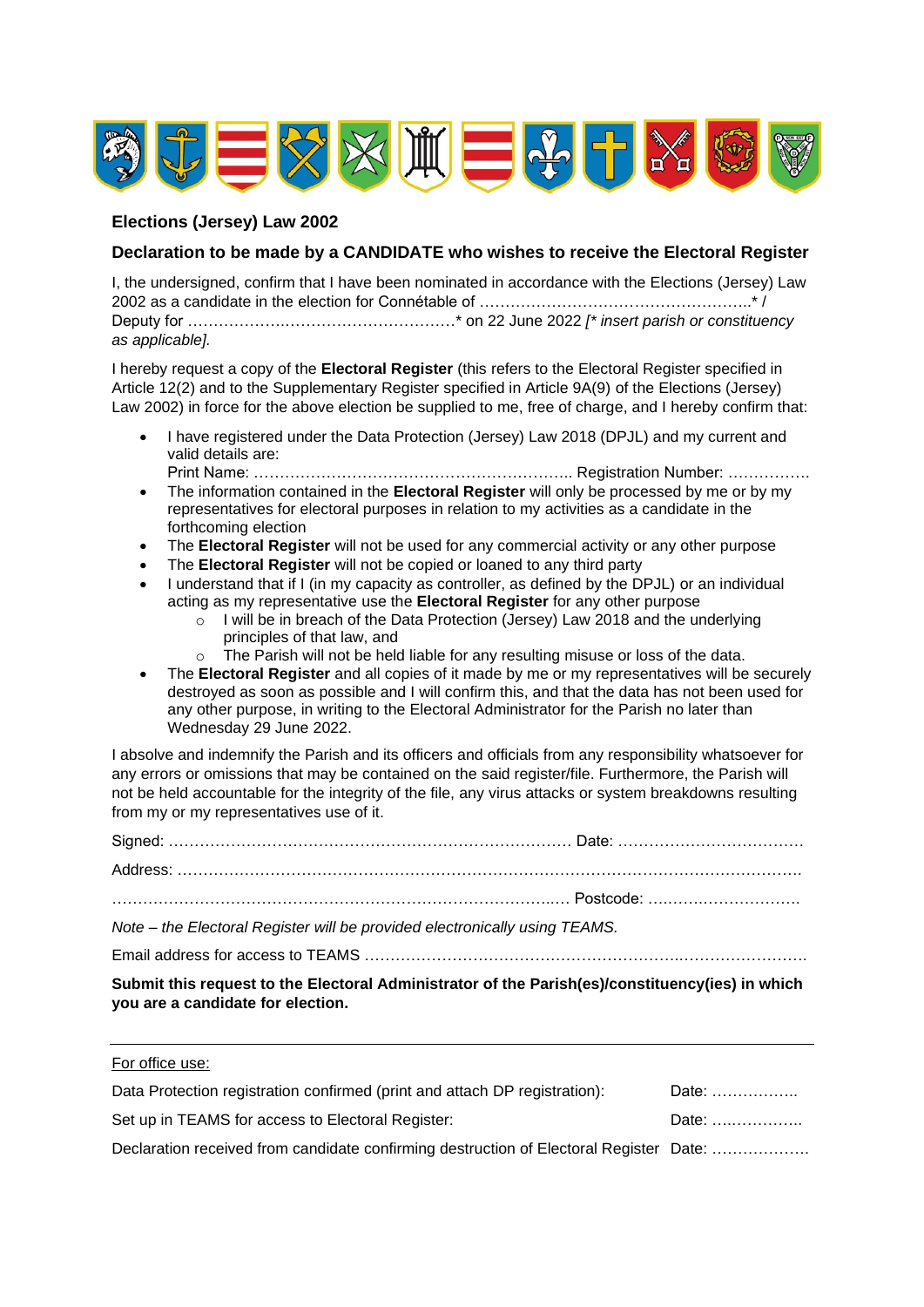## Elections (Jersey) Law 2002

### Declaration to be made by a CANDIDATE who wishes to receive the Electoral Register

I, the undersigned, confirm that I have been nominated in accordance with the Elections (Jersey) Law 2002 as a candidate in the election for Connétable of ……………………………………………..* / Deputy for ……………….…………………….…* on 22 June 2022 *[* insert parish or constituency as applicable].*

I hereby request a copy of the **Electoral Register** (this refers to the Electoral Register specified in Article 12(2) and to the Supplementary Register specified in Article 9A(9) of the Elections (Jersey) Law 2002) in force for the above election be supplied to me, free of charge, and I hereby confirm that:

- I have registered under the Data Protection (Jersey) Law 2018 (DPJL) and my current and valid details are:
  Print Name: …………………………………………………….. Registration Number: …………….
- The information contained in the **Electoral Register** will only be processed by me or by my representatives for electoral purposes in relation to my activities as a candidate in the forthcoming election
- The **Electoral Register** will not be used for any commercial activity or any other purpose
- The **Electoral Register** will not be copied or loaned to any third party
- I understand that if I (in my capacity as controller, as defined by the DPJL) or an individual acting as my representative use the **Electoral Register** for any other purpose
  - I will be in breach of the Data Protection (Jersey) Law 2018 and the underlying principles of that law, and
  - The Parish will not be held liable for any resulting misuse or loss of the data.
- The **Electoral Register** and all copies of it made by me or my representatives will be securely destroyed as soon as possible and I will confirm this, and that the data has not been used for any other purpose, in writing to the Electoral Administrator for the Parish no later than Wednesday 29 June 2022.

I absolve and indemnify the Parish and its officers and officials from any responsibility whatsoever for any errors or omissions that may be contained on the said register/file. Furthermore, the Parish will not be held accountable for the integrity of the file, any virus attacks or system breakdowns resulting from my or my representatives use of it.

Signed: ………………………………………………………………… Date: ………………………………

Address: ………………………………………………………………………………………………………

……………………………………………………………………….… Postcode: ……………………….

*Note – the Electoral Register will be provided electronically using TEAMS.*

Email address for access to TEAMS …………………………………………………………………………

**Submit this request to the Electoral Administrator of the Parish(es)/constituency(ies) in which you are a candidate for election.**

---

For office use:

Data Protection registration confirmed (print and attach DP registration): Date: ……………..

Set up in TEAMS for access to Electoral Register: Date: ……………..

Declaration received from candidate confirming destruction of Electoral Register Date: ……………….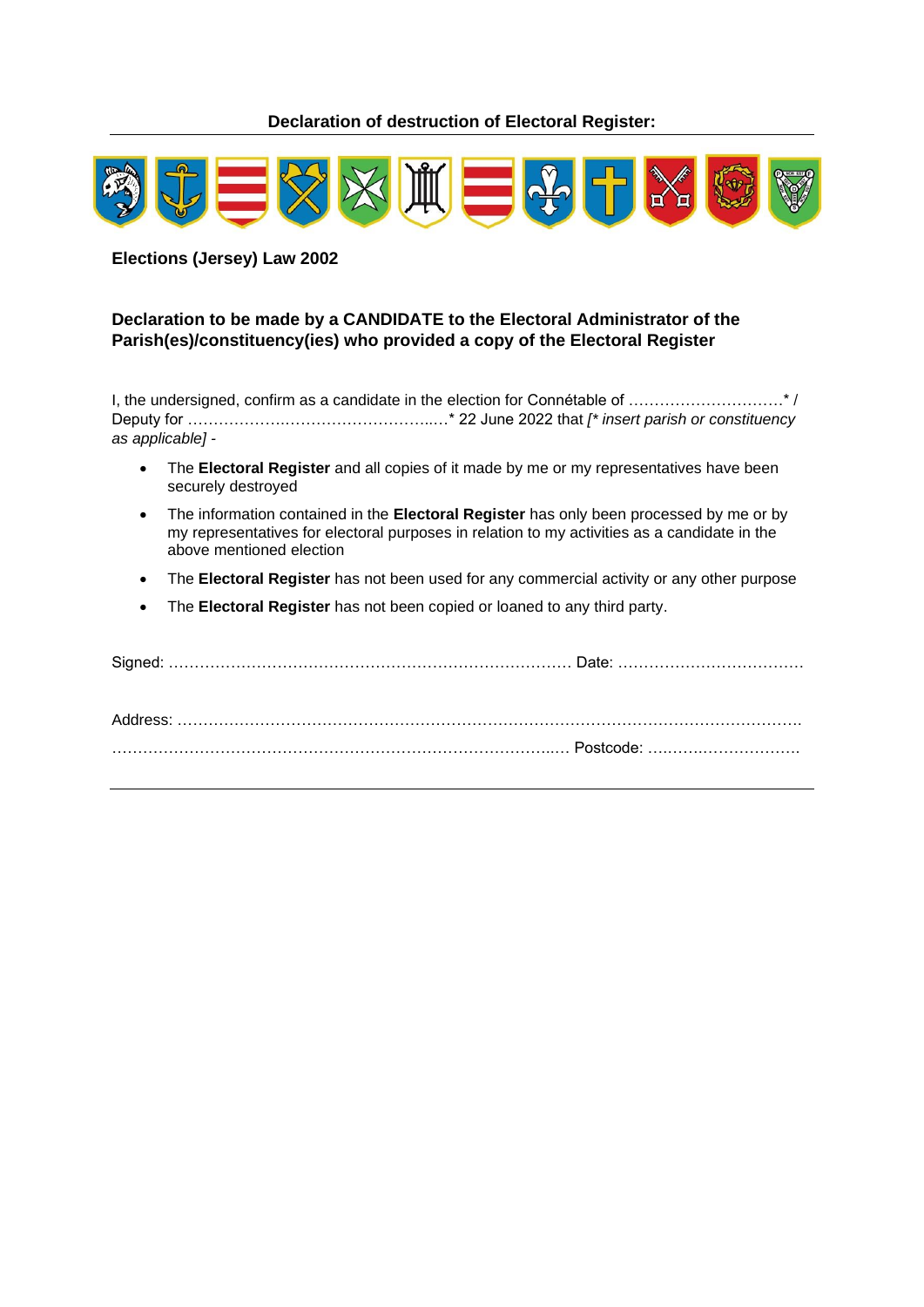**Declaration of destruction of Electoral Register:**

**Elections (Jersey) Law 2002**

**Declaration to be made by a CANDIDATE to the Electoral Administrator of the Parish(es)/constituency(ies) who provided a copy of the Electoral Register**

I, the undersigned, confirm as a candidate in the election for Connétable of …………………………* / Deputy for ……………….…………………………..…* 22 June 2022 that *[\* insert parish or constituency as applicable] -*

- The **Electoral Register** and all copies of it made by me or my representatives have been securely destroyed
- The information contained in the **Electoral Register** has only been processed by me or by my representatives for electoral purposes in relation to my activities as a candidate in the above mentioned election
- The **Electoral Register** has not been used for any commercial activity or any other purpose
- The **Electoral Register** has not been copied or loaned to any third party.

Signed: …………………………………………………………………… Date: ………………………………

Address: ……………………………………………………………………………………………………….

……………………………………………………………………………..… Postcode: …..……..…………….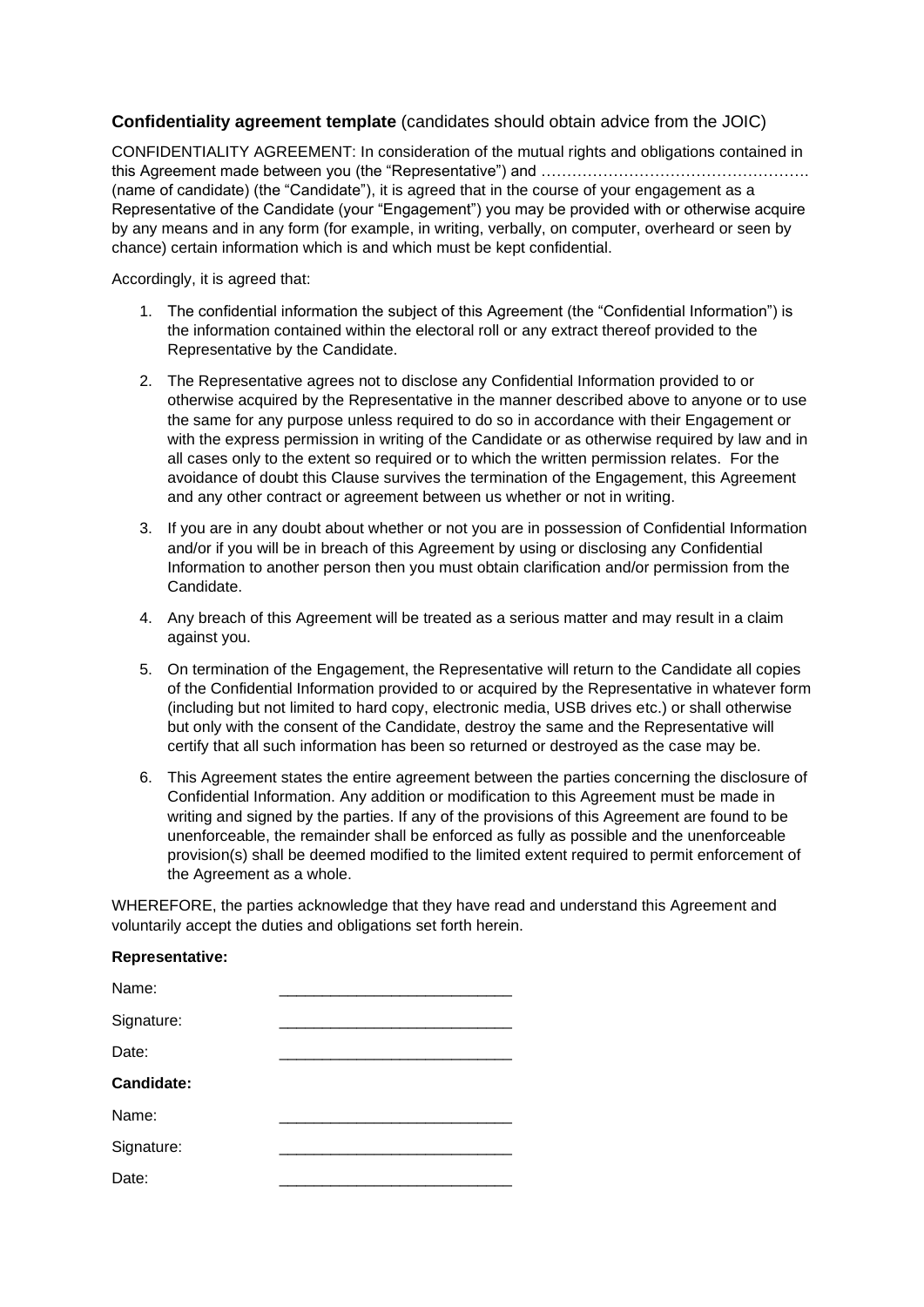**Confidentiality agreement template** (candidates should obtain advice from the JOIC)

CONFIDENTIALITY AGREEMENT: In consideration of the mutual rights and obligations contained in this Agreement made between you (the "Representative") and ……………………………………………. (name of candidate) (the "Candidate"), it is agreed that in the course of your engagement as a Representative of the Candidate (your "Engagement") you may be provided with or otherwise acquire by any means and in any form (for example, in writing, verbally, on computer, overheard or seen by chance) certain information which is and which must be kept confidential.

Accordingly, it is agreed that:

1. The confidential information the subject of this Agreement (the "Confidential Information") is the information contained within the electoral roll or any extract thereof provided to the Representative by the Candidate.
2. The Representative agrees not to disclose any Confidential Information provided to or otherwise acquired by the Representative in the manner described above to anyone or to use the same for any purpose unless required to do so in accordance with their Engagement or with the express permission in writing of the Candidate or as otherwise required by law and in all cases only to the extent so required or to which the written permission relates. For the avoidance of doubt this Clause survives the termination of the Engagement, this Agreement and any other contract or agreement between us whether or not in writing.
3. If you are in any doubt about whether or not you are in possession of Confidential Information and/or if you will be in breach of this Agreement by using or disclosing any Confidential Information to another person then you must obtain clarification and/or permission from the Candidate.
4. Any breach of this Agreement will be treated as a serious matter and may result in a claim against you.
5. On termination of the Engagement, the Representative will return to the Candidate all copies of the Confidential Information provided to or acquired by the Representative in whatever form (including but not limited to hard copy, electronic media, USB drives etc.) or shall otherwise but only with the consent of the Candidate, destroy the same and the Representative will certify that all such information has been so returned or destroyed as the case may be.
6. This Agreement states the entire agreement between the parties concerning the disclosure of Confidential Information. Any addition or modification to this Agreement must be made in writing and signed by the parties. If any of the provisions of this Agreement are found to be unenforceable, the remainder shall be enforced as fully as possible and the unenforceable provision(s) shall be deemed modified to the limited extent required to permit enforcement of the Agreement as a whole.

WHEREFORE, the parties acknowledge that they have read and understand this Agreement and voluntarily accept the duties and obligations set forth herein.

**Representative:**

Name: ___________________________

Signature: ___________________________

Date: ___________________________

**Candidate:**

Name: ___________________________

Signature: ___________________________

Date: ___________________________